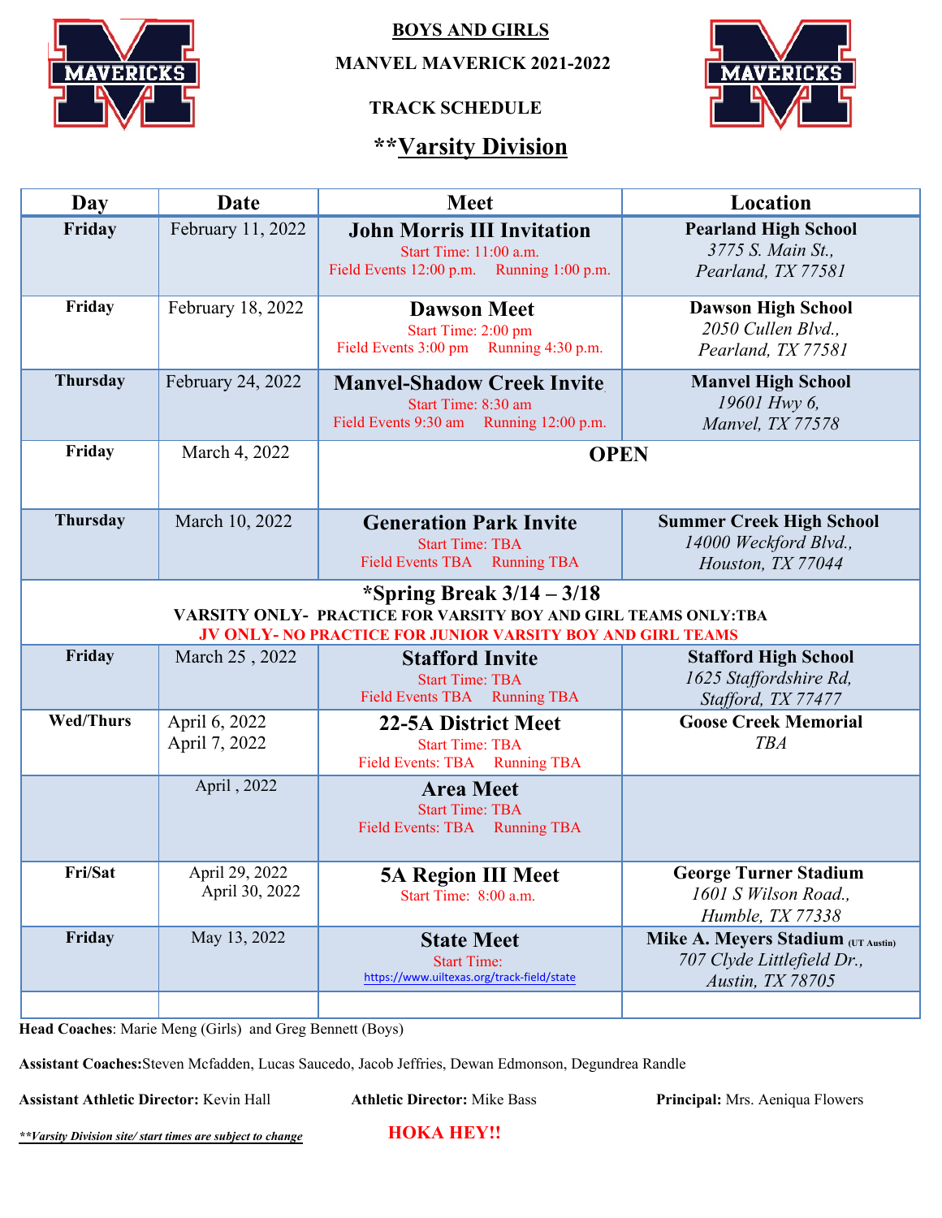**BOYS AND GIRLS**

**MANVEL MAVERICK 2021-2022**

**TRACK SCHEDULE**

## \*\*Varsity Division

| Day | Date | Meet | Location |
|---|---|---|---|
| **Friday** | February 11, 2022 | **John Morris III Invitation**<br>Start Time: 11:00 a.m.<br>Field Events 12:00 p.m. Running 1:00 p.m. | **Pearland High School**<br>*3775 S. Main St., Pearland, TX 77581* |
| **Friday** | February 18, 2022 | **Dawson Meet**<br>Start Time: 2:00 pm<br>Field Events 3:00 pm Running 4:30 p.m. | **Dawson High School**<br>*2050 Cullen Blvd., Pearland, TX 77581* |
| **Thursday** | February 24, 2022 | **Manvel-Shadow Creek Invite**<br>Start Time: 8:30 am<br>Field Events 9:30 am Running 12:00 p.m. | **Manvel High School**<br>*19601 Hwy 6, Manvel, TX 77578* |
| **Friday** | March 4, 2022 | **OPEN** | |
| **Thursday** | March 10, 2022 | **Generation Park Invite**<br>Start Time: TBA<br>Field Events TBA Running TBA | **Summer Creek High School**<br>*14000 Weckford Blvd., Houston, TX 77044* |
| **\*Spring Break 3/14 – 3/18**<br>**VARSITY ONLY- PRACTICE FOR VARSITY BOY AND GIRL TEAMS ONLY:TBA**<br>**JV ONLY- NO PRACTICE FOR JUNIOR VARSITY BOY AND GIRL TEAMS** | | | |
| **Friday** | March 25 , 2022 | **Stafford Invite**<br>Start Time: TBA<br>Field Events TBA Running TBA | **Stafford High School**<br>*1625 Staffordshire Rd, Stafford, TX 77477* |
| **Wed/Thurs** | April 6, 2022<br>April 7, 2022 | **22-5A District Meet**<br>Start Time: TBA<br>Field Events: TBA Running TBA | **Goose Creek Memorial**<br>*TBA* |
| | April , 2022 | **Area Meet**<br>Start Time: TBA<br>Field Events: TBA Running TBA | |
| **Fri/Sat** | April 29, 2022<br>April 30, 2022 | **5A Region III Meet**<br>Start Time: 8:00 a.m. | **George Turner Stadium**<br>*1601 S Wilson Road., Humble, TX 77338* |
| **Friday** | May 13, 2022 | **State Meet**<br>Start Time:<br>https://www.uiltexas.org/track-field/state | **Mike A. Meyers Stadium** (UT Austin)<br>*707 Clyde Littlefield Dr., Austin, TX 78705* |
| | | | |

**Head Coaches**: Marie Meng (Girls) and Greg Bennett (Boys)

**Assistant Coaches:**Steven Mcfadden, Lucas Saucedo, Jacob Jeffries, Dewan Edmonson, Degundrea Randle

**Assistant Athletic Director:** Kevin Hall **Athletic Director:** Mike Bass **Principal:** Mrs. Aeniqua Flowers

***\*\*Varsity Division site/ start times are subject to change***

**HOKA HEY!!**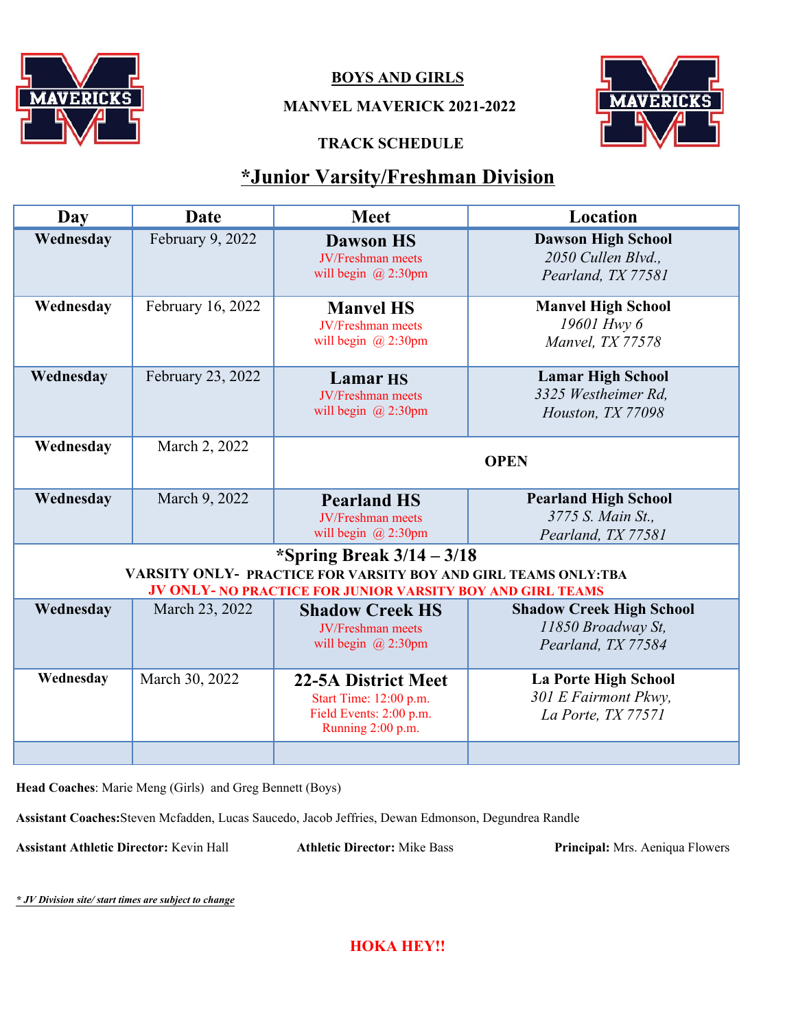**BOYS AND GIRLS**

**MANVEL MAVERICK 2021-2022**

**TRACK SCHEDULE**

# *Junior Varsity/Freshman Division

| Day | Date | Meet | Location |
|---|---|---|---|
| **Wednesday** | February 9, 2022 | **Dawson HS** JV/Freshman meets will begin @ 2:30pm | **Dawson High School** *2050 Cullen Blvd., Pearland, TX 77581* |
| **Wednesday** | February 16, 2022 | **Manvel HS** JV/Freshman meets will begin @ 2:30pm | **Manvel High School** *19601 Hwy 6 Manvel, TX 77578* |
| **Wednesday** | February 23, 2022 | **Lamar HS** JV/Freshman meets will begin @ 2:30pm | **Lamar High School** *3325 Westheimer Rd, Houston, TX 77098* |
| **Wednesday** | March 2, 2022 | **OPEN** | |
| **Wednesday** | March 9, 2022 | **Pearland HS** JV/Freshman meets will begin @ 2:30pm | **Pearland High School** *3775 S. Main St., Pearland, TX 77581* |
| **\*Spring Break 3/14 – 3/18** VARSITY ONLY- PRACTICE FOR VARSITY BOY AND GIRL TEAMS ONLY:TBA JV ONLY- NO PRACTICE FOR JUNIOR VARSITY BOY AND GIRL TEAMS | | | |
| **Wednesday** | March 23, 2022 | **Shadow Creek HS** JV/Freshman meets will begin @ 2:30pm | **Shadow Creek High School** *11850 Broadway St, Pearland, TX 77584* |
| **Wednesday** | March 30, 2022 | **22-5A District Meet** Start Time: 12:00 p.m. Field Events: 2:00 p.m. Running 2:00 p.m. | **La Porte High School** *301 E Fairmont Pkwy, La Porte, TX 77571* |
| | | | |

**Head Coaches**: Marie Meng (Girls) and Greg Bennett (Boys)

**Assistant Coaches:** Steven Mcfadden, Lucas Saucedo, Jacob Jeffries, Dewan Edmonson, Degundrea Randle

**Assistant Athletic Director:** Kevin Hall **Athletic Director:** Mike Bass **Principal:** Mrs. Aeniqua Flowers

***\* JV Division site/ start times are subject to change***

**HOKA HEY!!**